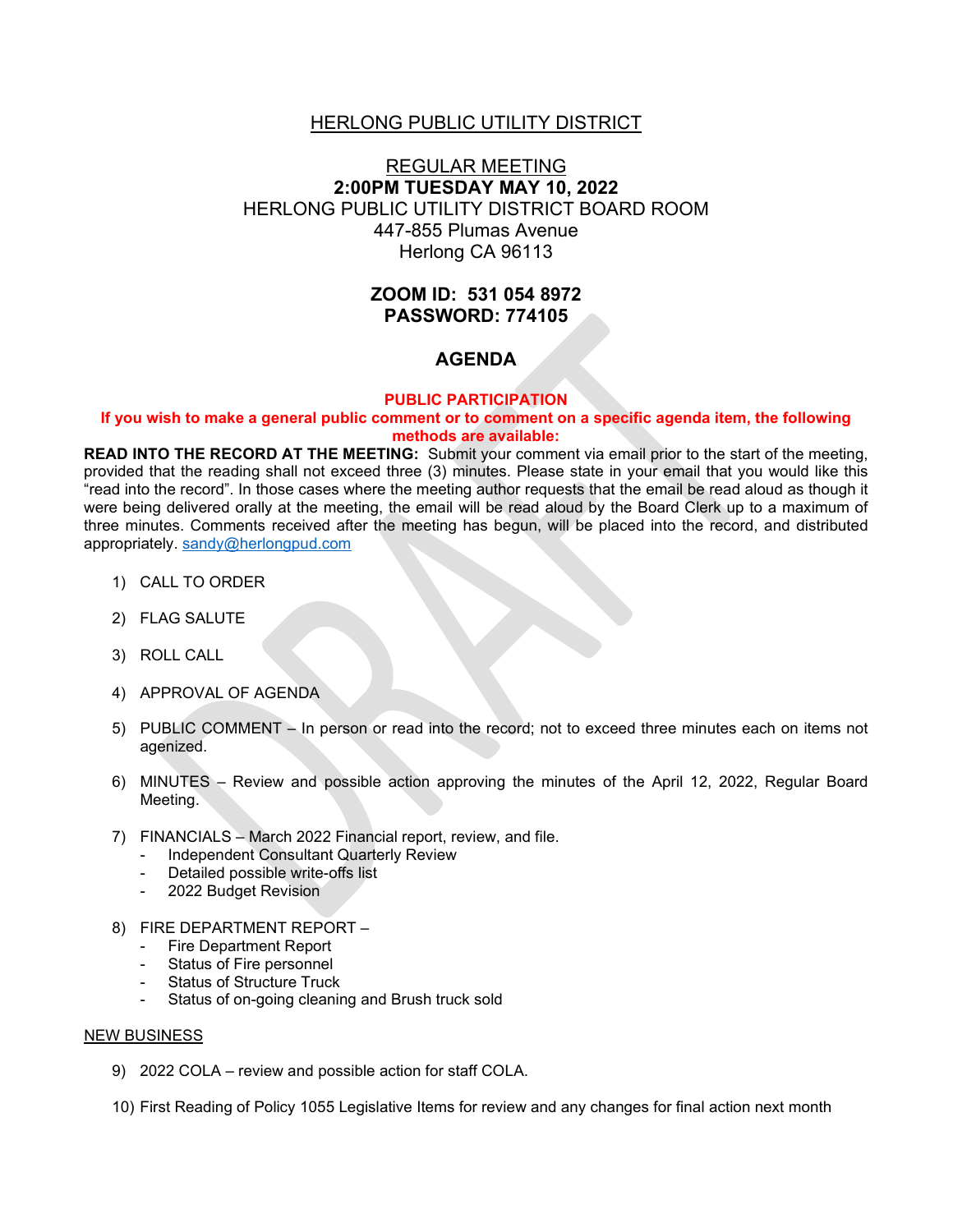# HERLONG PUBLIC UTILITY DISTRICT

## REGULAR MEETING

**2:00PM TUESDAY MAY 10, 2022**

HERLONG PUBLIC UTILITY DISTRICT BOARD ROOM
447-855 Plumas Avenue
Herlong CA 96113

**ZOOM ID: 531 054 8972**
**PASSWORD: 774105**

## AGENDA

**PUBLIC PARTICIPATION**

**If you wish to make a general public comment or to comment on a specific agenda item, the following methods are available:**

**READ INTO THE RECORD AT THE MEETING:** Submit your comment via email prior to the start of the meeting, provided that the reading shall not exceed three (3) minutes. Please state in your email that you would like this "read into the record". In those cases where the meeting author requests that the email be read aloud as though it were being delivered orally at the meeting, the email will be read aloud by the Board Clerk up to a maximum of three minutes. Comments received after the meeting has begun, will be placed into the record, and distributed appropriately. sandy@herlongpud.com

1) CALL TO ORDER
2) FLAG SALUTE
3) ROLL CALL
4) APPROVAL OF AGENDA
5) PUBLIC COMMENT – In person or read into the record; not to exceed three minutes each on items not agenized.
6) MINUTES – Review and possible action approving the minutes of the April 12, 2022, Regular Board Meeting.
7) FINANCIALS – March 2022 Financial report, review, and file.
   - Independent Consultant Quarterly Review
   - Detailed possible write-offs list
   - 2022 Budget Revision
8) FIRE DEPARTMENT REPORT –
   - Fire Department Report
   - Status of Fire personnel
   - Status of Structure Truck
   - Status of on-going cleaning and Brush truck sold

NEW BUSINESS

9) 2022 COLA – review and possible action for staff COLA.
10) First Reading of Policy 1055 Legislative Items for review and any changes for final action next month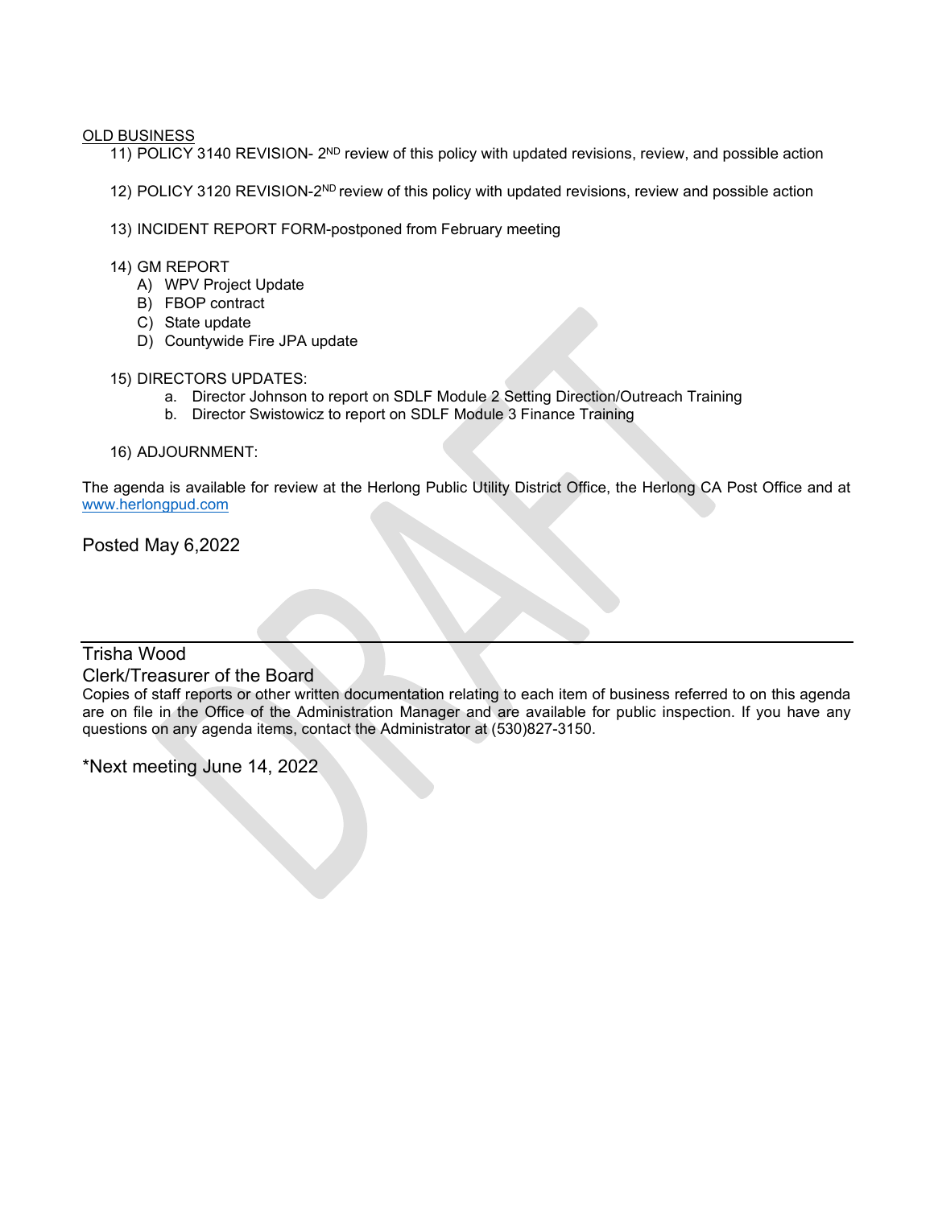OLD BUSINESS

11) POLICY 3140 REVISION- 2ND review of this policy with updated revisions, review, and possible action

12) POLICY 3120 REVISION-2ND review of this policy with updated revisions, review and possible action

13) INCIDENT REPORT FORM-postponed from February meeting

14) GM REPORT
   - A) WPV Project Update
   - B) FBOP contract
   - C) State update
   - D) Countywide Fire JPA update

15) DIRECTORS UPDATES:
   - a. Director Johnson to report on SDLF Module 2 Setting Direction/Outreach Training
   - b. Director Swistowicz to report on SDLF Module 3 Finance Training

16) ADJOURNMENT:

The agenda is available for review at the Herlong Public Utility District Office, the Herlong CA Post Office and at www.herlongpud.com

Posted May 6,2022

---

Trisha Wood
Clerk/Treasurer of the Board

Copies of staff reports or other written documentation relating to each item of business referred to on this agenda are on file in the Office of the Administration Manager and are available for public inspection. If you have any questions on any agenda items, contact the Administrator at (530)827-3150.

*Next meeting June 14, 2022